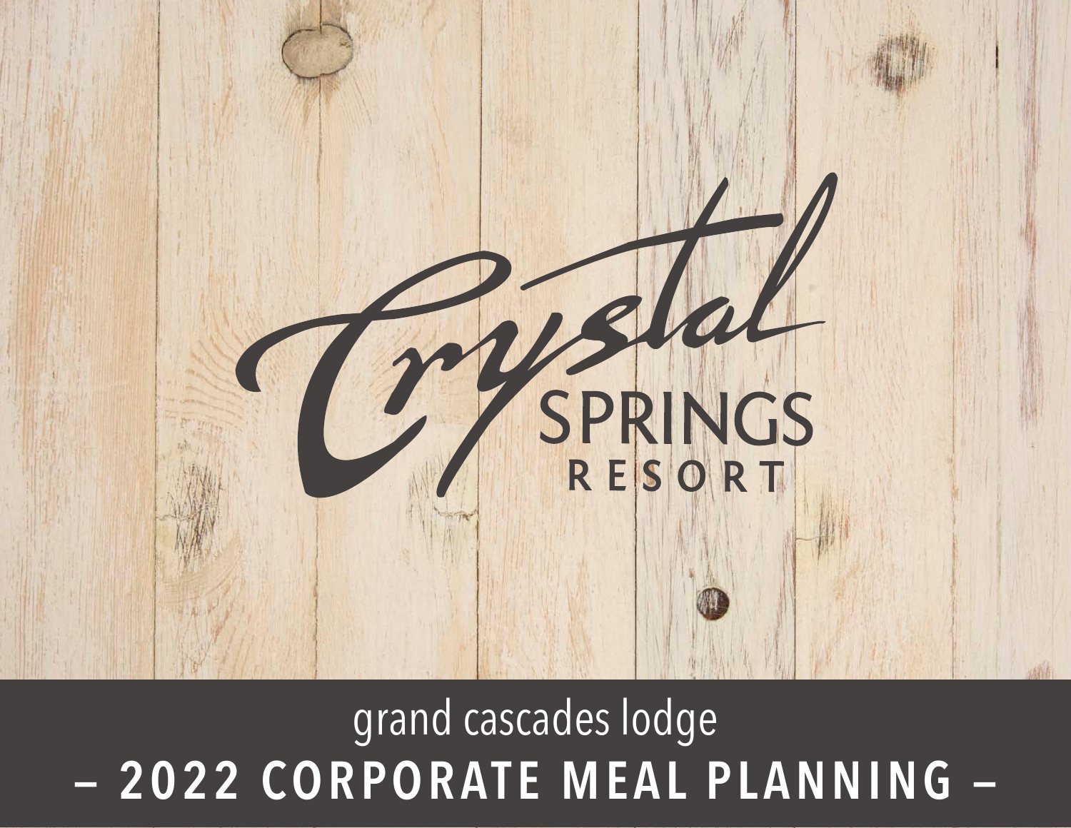# Crystal Springs Resort

grand cascades lodge

## – 2022 CORPORATE MEAL PLANNING –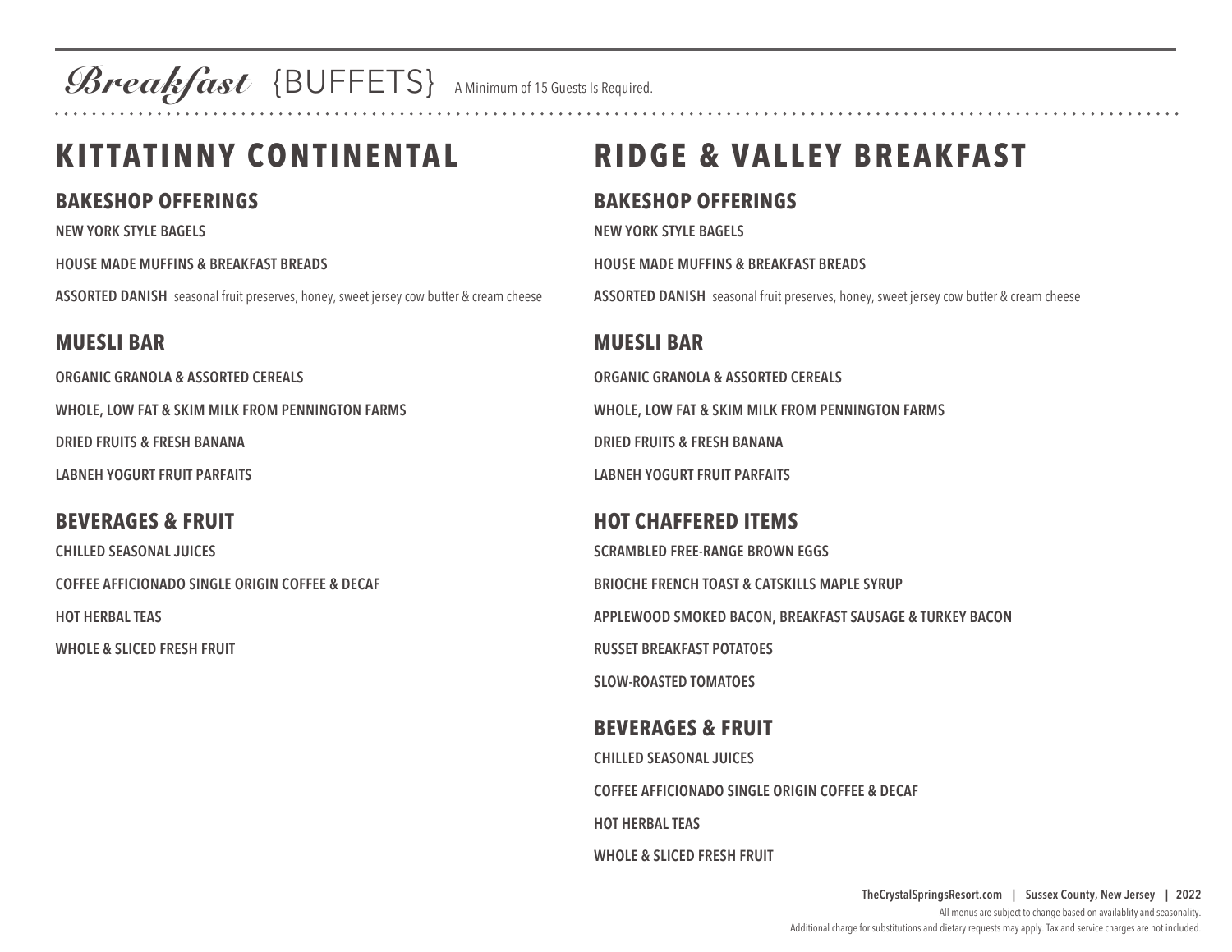# *Breakfast* {BUFFETS}

A Minimum of 15 Guests Is Required.

## KITTATINNY CONTINENTAL

### BAKESHOP OFFERINGS

**NEW YORK STYLE BAGELS**

**HOUSE MADE MUFFINS & BREAKFAST BREADS**

**ASSORTED DANISH** seasonal fruit preserves, honey, sweet jersey cow butter & cream cheese

### MUESLI BAR

**ORGANIC GRANOLA & ASSORTED CEREALS**

**WHOLE, LOW FAT & SKIM MILK FROM PENNINGTON FARMS**

**DRIED FRUITS & FRESH BANANA**

**LABNEH YOGURT FRUIT PARFAITS**

### BEVERAGES & FRUIT

**CHILLED SEASONAL JUICES**

**COFFEE AFFICIONADO SINGLE ORIGIN COFFEE & DECAF**

**HOT HERBAL TEAS**

**WHOLE & SLICED FRESH FRUIT**

## RIDGE & VALLEY BREAKFAST

### BAKESHOP OFFERINGS

**NEW YORK STYLE BAGELS**

**HOUSE MADE MUFFINS & BREAKFAST BREADS**

**ASSORTED DANISH** seasonal fruit preserves, honey, sweet jersey cow butter & cream cheese

### MUESLI BAR

**ORGANIC GRANOLA & ASSORTED CEREALS**

**WHOLE, LOW FAT & SKIM MILK FROM PENNINGTON FARMS**

**DRIED FRUITS & FRESH BANANA**

**LABNEH YOGURT FRUIT PARFAITS**

### HOT CHAFFERED ITEMS

**SCRAMBLED FREE-RANGE BROWN EGGS**

**BRIOCHE FRENCH TOAST & CATSKILLS MAPLE SYRUP**

**APPLEWOOD SMOKED BACON, BREAKFAST SAUSAGE & TURKEY BACON**

**RUSSET BREAKFAST POTATOES**

**SLOW-ROASTED TOMATOES**

### BEVERAGES & FRUIT

**CHILLED SEASONAL JUICES**

**COFFEE AFFICIONADO SINGLE ORIGIN COFFEE & DECAF**

**HOT HERBAL TEAS**

**WHOLE & SLICED FRESH FRUIT**

All menus are subject to change based on availablity and seasonality.
Additional charge for substitutions and dietary requests may apply. Tax and service charges are not included.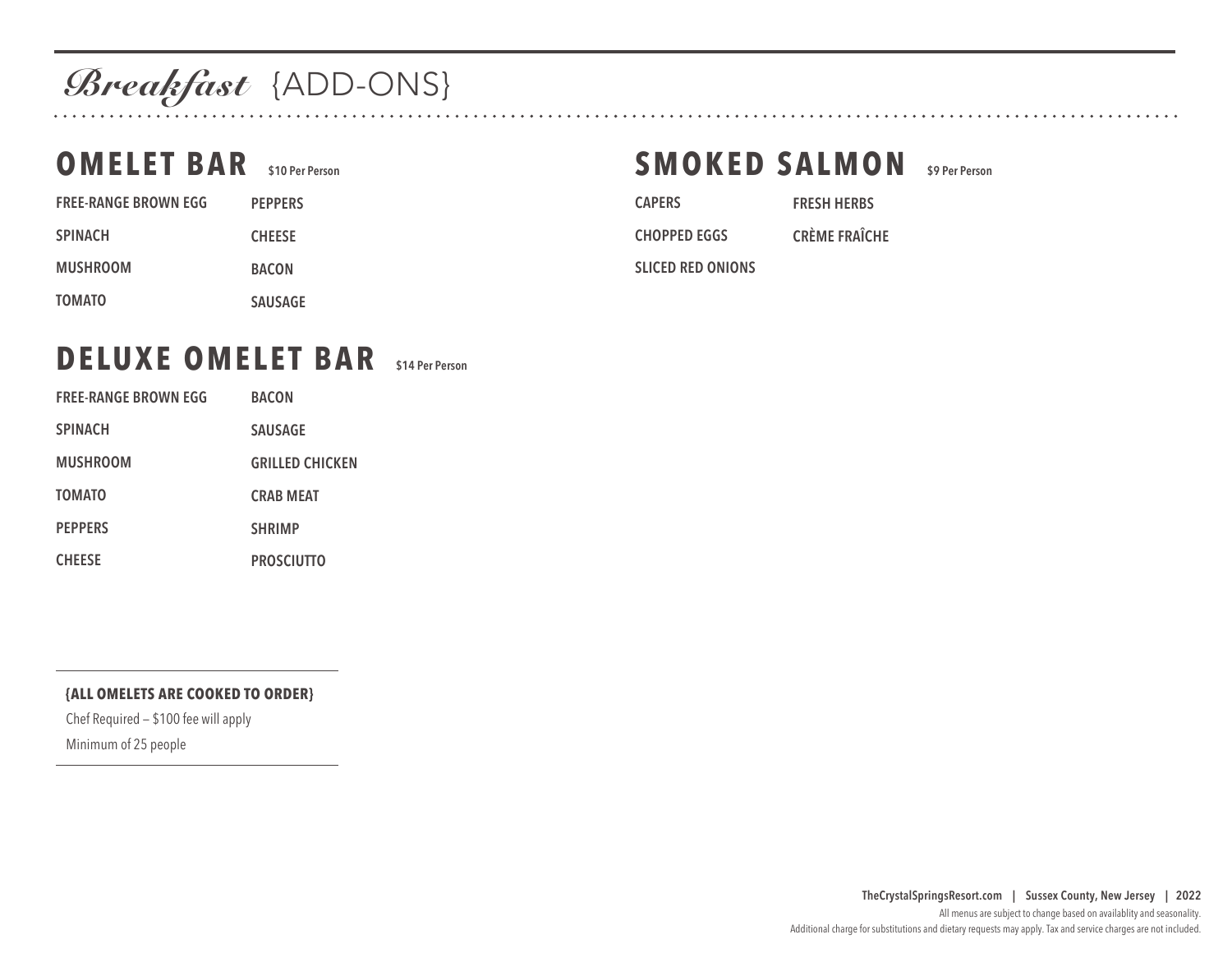# *Breakfast* {ADD-ONS}

## OMELET BAR
$10 Per Person

- FREE-RANGE BROWN EGG
- SPINACH
- MUSHROOM
- TOMATO
- PEPPERS
- CHEESE
- BACON
- SAUSAGE

## DELUXE OMELET BAR
$14 Per Person

- FREE-RANGE BROWN EGG
- SPINACH
- MUSHROOM
- TOMATO
- PEPPERS
- CHEESE
- BACON
- SAUSAGE
- GRILLED CHICKEN
- CRAB MEAT
- SHRIMP
- PROSCIUTTO

**{ALL OMELETS ARE COOKED TO ORDER}**

Chef Required – $100 fee will apply

Minimum of 25 people

## SMOKED SALMON
$9 Per Person

- CAPERS
- CHOPPED EGGS
- SLICED RED ONIONS
- FRESH HERBS
- CRÈME FRAÎCHE

TheCrystalSpringsResort.com | Sussex County, New Jersey | 2022

All menus are subject to change based on availablity and seasonality.

Additional charge for substitutions and dietary requests may apply. Tax and service charges are not included.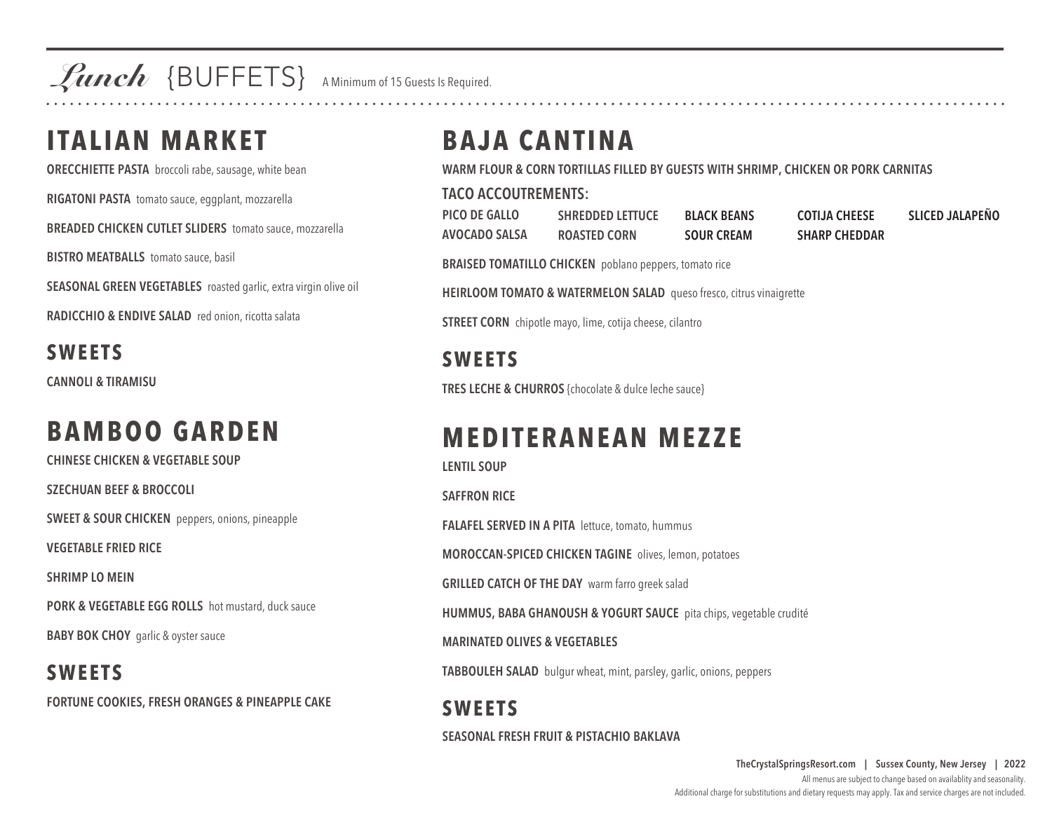# *Lunch* {BUFFETS}

A Minimum of 15 Guests Is Required.

## ITALIAN MARKET

**ORECCHIETTE PASTA** broccoli rabe, sausage, white bean

**RIGATONI PASTA** tomato sauce, eggplant, mozzarella

**BREADED CHICKEN CUTLET SLIDERS** tomato sauce, mozzarella

**BISTRO MEATBALLS** tomato sauce, basil

**SEASONAL GREEN VEGETABLES** roasted garlic, extra virgin olive oil

**RADICCHIO & ENDIVE SALAD** red onion, ricotta salata

### SWEETS

**CANNOLI & TIRAMISU**

## BAMBOO GARDEN

**CHINESE CHICKEN & VEGETABLE SOUP**

**SZECHUAN BEEF & BROCCOLI**

**SWEET & SOUR CHICKEN** peppers, onions, pineapple

**VEGETABLE FRIED RICE**

**SHRIMP LO MEIN**

**PORK & VEGETABLE EGG ROLLS** hot mustard, duck sauce

**BABY BOK CHOY** garlic & oyster sauce

### SWEETS

**FORTUNE COOKIES, FRESH ORANGES & PINEAPPLE CAKE**

## BAJA CANTINA

**WARM FLOUR & CORN TORTILLAS FILLED BY GUESTS WITH SHRIMP, CHICKEN OR PORK CARNITAS**

**TACO ACCOUTREMENTS:**

| | | | | |
|---|---|---|---|---|
| PICO DE GALLO | SHREDDED LETTUCE | BLACK BEANS | COTIJA CHEESE | SLICED JALAPEÑO |
| AVOCADO SALSA | ROASTED CORN | SOUR CREAM | SHARP CHEDDAR | |

**BRAISED TOMATILLO CHICKEN** poblano peppers, tomato rice

**HEIRLOOM TOMATO & WATERMELON SALAD** queso fresco, citrus vinaigrette

**STREET CORN** chipotle mayo, lime, cotija cheese, cilantro

### SWEETS

**TRES LECHE & CHURROS** {chocolate & dulce leche sauce}

## MEDITERANEAN MEZZE

**LENTIL SOUP**

**SAFFRON RICE**

**FALAFEL SERVED IN A PITA** lettuce, tomato, hummus

**MOROCCAN-SPICED CHICKEN TAGINE** olives, lemon, potatoes

**GRILLED CATCH OF THE DAY** warm farro greek salad

**HUMMUS, BABA GHANOUSH & YOGURT SAUCE** pita chips, vegetable crudité

**MARINATED OLIVES & VEGETABLES**

**TABBOULEH SALAD** bulgur wheat, mint, parsley, garlic, onions, peppers

### SWEETS

**SEASONAL FRESH FRUIT & PISTACHIO BAKLAVA**

All menus are subject to change based on availablity and seasonality.
Additional charge for substitutions and dietary requests may apply. Tax and service charges are not included.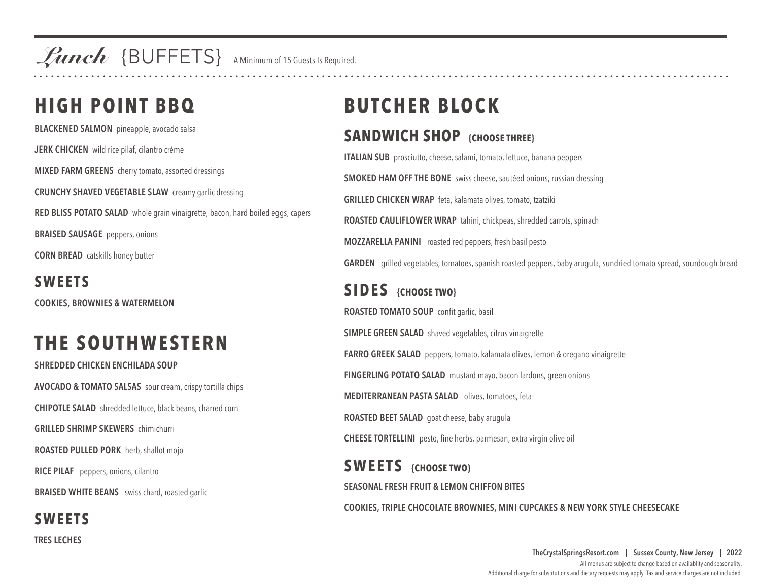# *Lunch* {BUFFETS}

A Minimum of 15 Guests Is Required.

## HIGH POINT BBQ

**BLACKENED SALMON** pineapple, avocado salsa

**JERK CHICKEN** wild rice pilaf, cilantro crème

**MIXED FARM GREENS** cherry tomato, assorted dressings

**CRUNCHY SHAVED VEGETABLE SLAW** creamy garlic dressing

**RED BLISS POTATO SALAD** whole grain vinaigrette, bacon, hard boiled eggs, capers

**BRAISED SAUSAGE** peppers, onions

**CORN BREAD** catskills honey butter

### SWEETS

**COOKIES, BROWNIES & WATERMELON**

## THE SOUTHWESTERN

**SHREDDED CHICKEN ENCHILADA SOUP**

**AVOCADO & TOMATO SALSAS** sour cream, crispy tortilla chips

**CHIPOTLE SALAD** shredded lettuce, black beans, charred corn

**GRILLED SHRIMP SKEWERS** chimichurri

**ROASTED PULLED PORK** herb, shallot mojo

**RICE PILAF** peppers, onions, cilantro

**BRAISED WHITE BEANS** swiss chard, roasted garlic

### SWEETS

**TRES LECHES**

## BUTCHER BLOCK

### SANDWICH SHOP {CHOOSE THREE}

**ITALIAN SUB** prosciutto, cheese, salami, tomato, lettuce, banana peppers

**SMOKED HAM OFF THE BONE** swiss cheese, sautéed onions, russian dressing

**GRILLED CHICKEN WRAP** feta, kalamata olives, tomato, tzatziki

**ROASTED CAULIFLOWER WRAP** tahini, chickpeas, shredded carrots, spinach

**MOZZARELLA PANINI** roasted red peppers, fresh basil pesto

**GARDEN** grilled vegetables, tomatoes, spanish roasted peppers, baby arugula, sundried tomato spread, sourdough bread

### SIDES {CHOOSE TWO}

**ROASTED TOMATO SOUP** confit garlic, basil

**SIMPLE GREEN SALAD** shaved vegetables, citrus vinaigrette

**FARRO GREEK SALAD** peppers, tomato, kalamata olives, lemon & oregano vinaigrette

**FINGERLING POTATO SALAD** mustard mayo, bacon lardons, green onions

**MEDITERRANEAN PASTA SALAD** olives, tomatoes, feta

**ROASTED BEET SALAD** goat cheese, baby arugula

**CHEESE TORTELLINI** pesto, fine herbs, parmesan, extra virgin olive oil

### SWEETS {CHOOSE TWO}

**SEASONAL FRESH FRUIT & LEMON CHIFFON BITES**

**COOKIES, TRIPLE CHOCOLATE BROWNIES, MINI CUPCAKES & NEW YORK STYLE CHEESECAKE**

All menus are subject to change based on availablity and seasonality.
Additional charge for substitutions and dietary requests may apply. Tax and service charges are not included.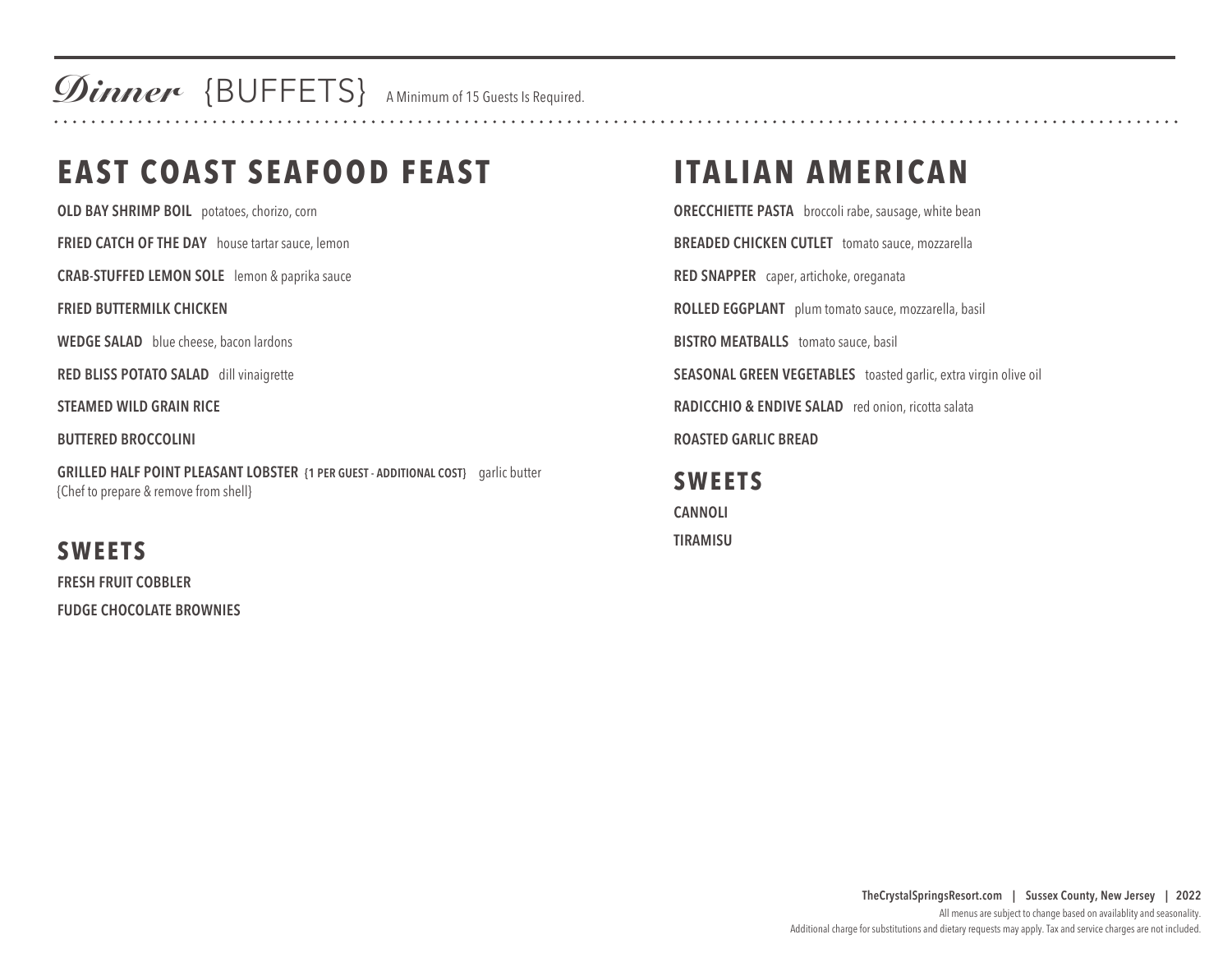# *Dinner* {BUFFETS}

A Minimum of 15 Guests Is Required.

## EAST COAST SEAFOOD FEAST

**OLD BAY SHRIMP BOIL** potatoes, chorizo, corn

**FRIED CATCH OF THE DAY** house tartar sauce, lemon

**CRAB-STUFFED LEMON SOLE** lemon & paprika sauce

**FRIED BUTTERMILK CHICKEN**

**WEDGE SALAD** blue cheese, bacon lardons

**RED BLISS POTATO SALAD** dill vinaigrette

**STEAMED WILD GRAIN RICE**

**BUTTERED BROCCOLINI**

**GRILLED HALF POINT PLEASANT LOBSTER {1 PER GUEST - ADDITIONAL COST}** garlic butter {Chef to prepare & remove from shell}

### SWEETS

**FRESH FRUIT COBBLER**

**FUDGE CHOCOLATE BROWNIES**

## ITALIAN AMERICAN

**ORECCHIETTE PASTA** broccoli rabe, sausage, white bean

**BREADED CHICKEN CUTLET** tomato sauce, mozzarella

**RED SNAPPER** caper, artichoke, oreganata

**ROLLED EGGPLANT** plum tomato sauce, mozzarella, basil

**BISTRO MEATBALLS** tomato sauce, basil

**SEASONAL GREEN VEGETABLES** toasted garlic, extra virgin olive oil

**RADICCHIO & ENDIVE SALAD** red onion, ricotta salata

**ROASTED GARLIC BREAD**

### SWEETS

**CANNOLI**

**TIRAMISU**

All menus are subject to change based on availablity and seasonality.
Additional charge for substitutions and dietary requests may apply. Tax and service charges are not included.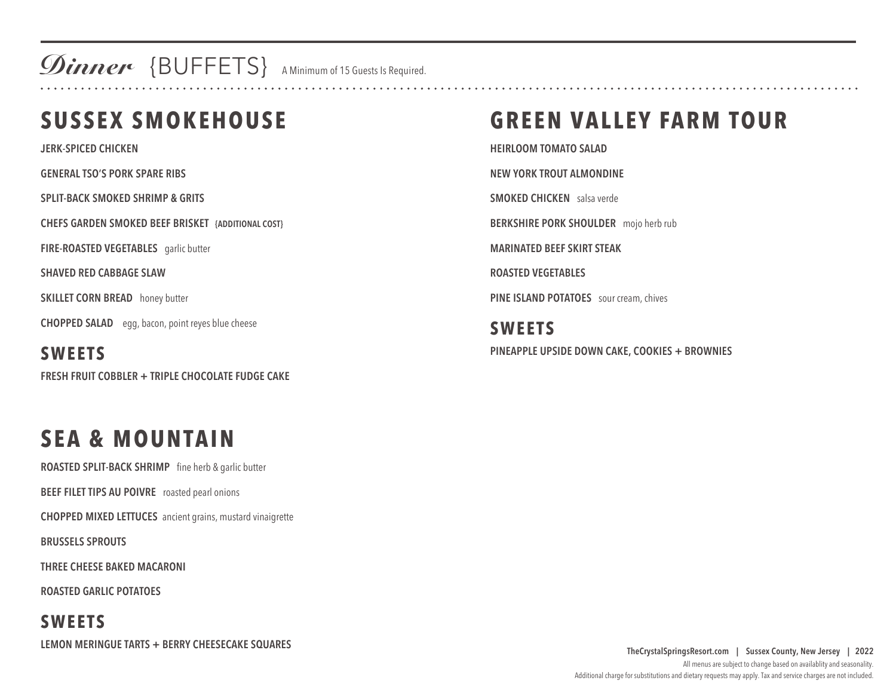# Dinner {BUFFETS}

A Minimum of 15 Guests Is Required.

## SUSSEX SMOKEHOUSE

**JERK-SPICED CHICKEN**

**GENERAL TSO'S PORK SPARE RIBS**

**SPLIT-BACK SMOKED SHRIMP & GRITS**

**CHEFS GARDEN SMOKED BEEF BRISKET** {ADDITIONAL COST}

**FIRE-ROASTED VEGETABLES** garlic butter

**SHAVED RED CABBAGE SLAW**

**SKILLET CORN BREAD** honey butter

**CHOPPED SALAD** egg, bacon, point reyes blue cheese

### SWEETS

**FRESH FRUIT COBBLER + TRIPLE CHOCOLATE FUDGE CAKE**

## SEA & MOUNTAIN

**ROASTED SPLIT-BACK SHRIMP** fine herb & garlic butter

**BEEF FILET TIPS AU POIVRE** roasted pearl onions

**CHOPPED MIXED LETTUCES** ancient grains, mustard vinaigrette

**BRUSSELS SPROUTS**

**THREE CHEESE BAKED MACARONI**

**ROASTED GARLIC POTATOES**

### SWEETS

**LEMON MERINGUE TARTS + BERRY CHEESECAKE SQUARES**

## GREEN VALLEY FARM TOUR

**HEIRLOOM TOMATO SALAD**

**NEW YORK TROUT ALMONDINE**

**SMOKED CHICKEN** salsa verde

**BERKSHIRE PORK SHOULDER** mojo herb rub

**MARINATED BEEF SKIRT STEAK**

**ROASTED VEGETABLES**

**PINE ISLAND POTATOES** sour cream, chives

### SWEETS

**PINEAPPLE UPSIDE DOWN CAKE, COOKIES + BROWNIES**

All menus are subject to change based on availablity and seasonality.
Additional charge for substitutions and dietary requests may apply. Tax and service charges are not included.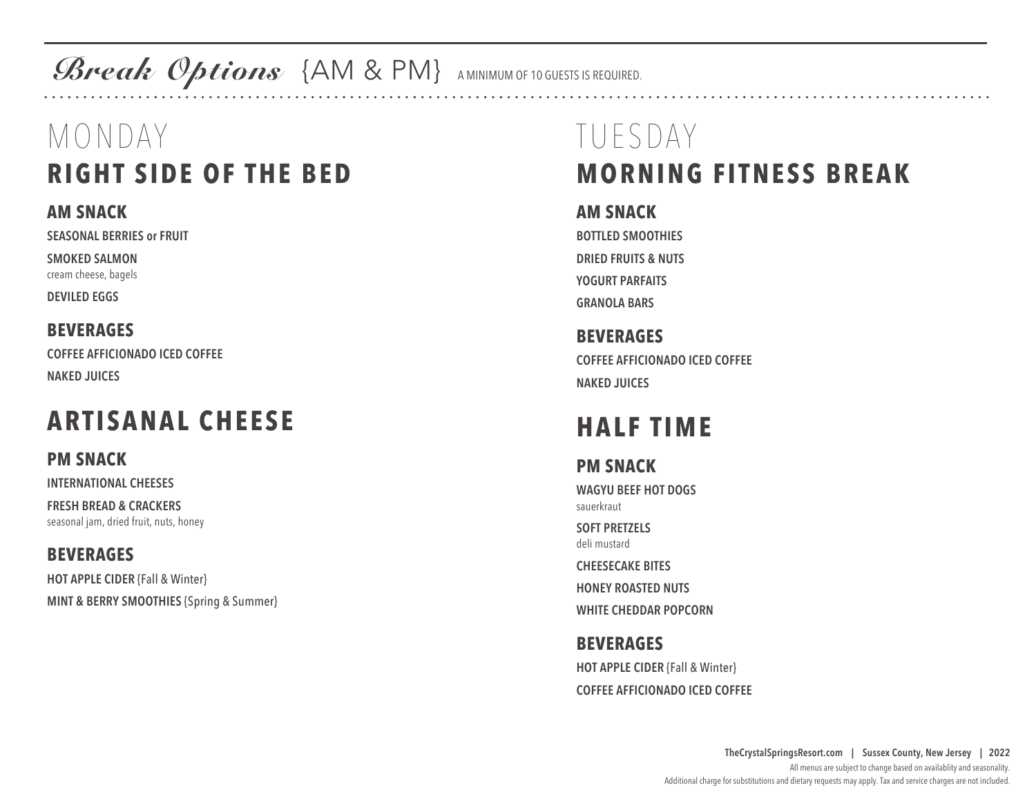# *Break Options* {AM & PM}

A MINIMUM OF 10 GUESTS IS REQUIRED.

## MONDAY

### RIGHT SIDE OF THE BED

**AM SNACK**

**SEASONAL BERRIES or FRUIT**

**SMOKED SALMON**
cream cheese, bagels

**DEVILED EGGS**

**BEVERAGES**

**COFFEE AFFICIONADO ICED COFFEE**

**NAKED JUICES**

### ARTISANAL CHEESE

**PM SNACK**

**INTERNATIONAL CHEESES**

**FRESH BREAD & CRACKERS**
seasonal jam, dried fruit, nuts, honey

**BEVERAGES**

**HOT APPLE CIDER** {Fall & Winter}

**MINT & BERRY SMOOTHIES** {Spring & Summer}

## TUESDAY

### MORNING FITNESS BREAK

**AM SNACK**

**BOTTLED SMOOTHIES**

**DRIED FRUITS & NUTS**

**YOGURT PARFAITS**

**GRANOLA BARS**

**BEVERAGES**

**COFFEE AFFICIONADO ICED COFFEE**

**NAKED JUICES**

### HALF TIME

**PM SNACK**

**WAGYU BEEF HOT DOGS**
sauerkraut

**SOFT PRETZELS**
deli mustard

**CHEESECAKE BITES**

**HONEY ROASTED NUTS**

**WHITE CHEDDAR POPCORN**

**BEVERAGES**

**HOT APPLE CIDER** {Fall & Winter}

**COFFEE AFFICIONADO ICED COFFEE**

All menus are subject to change based on availablity and seasonality.
Additional charge for substitutions and dietary requests may apply. Tax and service charges are not included.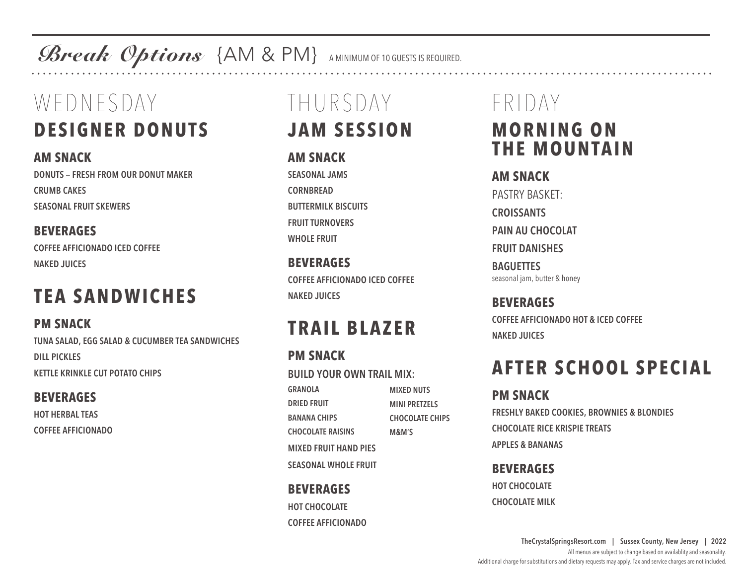# *Break Options* {AM & PM}

A MINIMUM OF 10 GUESTS IS REQUIRED.

## WEDNESDAY

## DESIGNER DONUTS

### AM SNACK

DONUTS – FRESH FROM OUR DONUT MAKER

CRUMB CAKES

SEASONAL FRUIT SKEWERS

### BEVERAGES

COFFEE AFFICIONADO ICED COFFEE

NAKED JUICES

## TEA SANDWICHES

### PM SNACK

TUNA SALAD, EGG SALAD & CUCUMBER TEA SANDWICHES

DILL PICKLES

KETTLE KRINKLE CUT POTATO CHIPS

### BEVERAGES

HOT HERBAL TEAS

COFFEE AFFICIONADO

## THURSDAY

## JAM SESSION

### AM SNACK

SEASONAL JAMS

CORNBREAD

BUTTERMILK BISCUITS

FRUIT TURNOVERS

WHOLE FRUIT

### BEVERAGES

COFFEE AFFICIONADO ICED COFFEE

NAKED JUICES

## TRAIL BLAZER

### PM SNACK

BUILD YOUR OWN TRAIL MIX:

- GRANOLA
- DRIED FRUIT
- BANANA CHIPS
- CHOCOLATE RAISINS
- MIXED NUTS
- MINI PRETZELS
- CHOCOLATE CHIPS
- M&M'S

MIXED FRUIT HAND PIES

SEASONAL WHOLE FRUIT

### BEVERAGES

HOT CHOCOLATE

COFFEE AFFICIONADO

## FRIDAY

## MORNING ON THE MOUNTAIN

### AM SNACK

PASTRY BASKET:

CROISSANTS

PAIN AU CHOCOLAT

FRUIT DANISHES

BAGUETTES
seasonal jam, butter & honey

### BEVERAGES

COFFEE AFFICIONADO HOT & ICED COFFEE

NAKED JUICES

## AFTER SCHOOL SPECIAL

### PM SNACK

FRESHLY BAKED COOKIES, BROWNIES & BLONDIES

CHOCOLATE RICE KRISPIE TREATS

APPLES & BANANAS

### BEVERAGES

HOT CHOCOLATE

CHOCOLATE MILK

TheCrystalSpringsResort.com | Sussex County, New Jersey | 2022

All menus are subject to change based on availablity and seasonality.
Additional charge for substitutions and dietary requests may apply. Tax and service charges are not included.